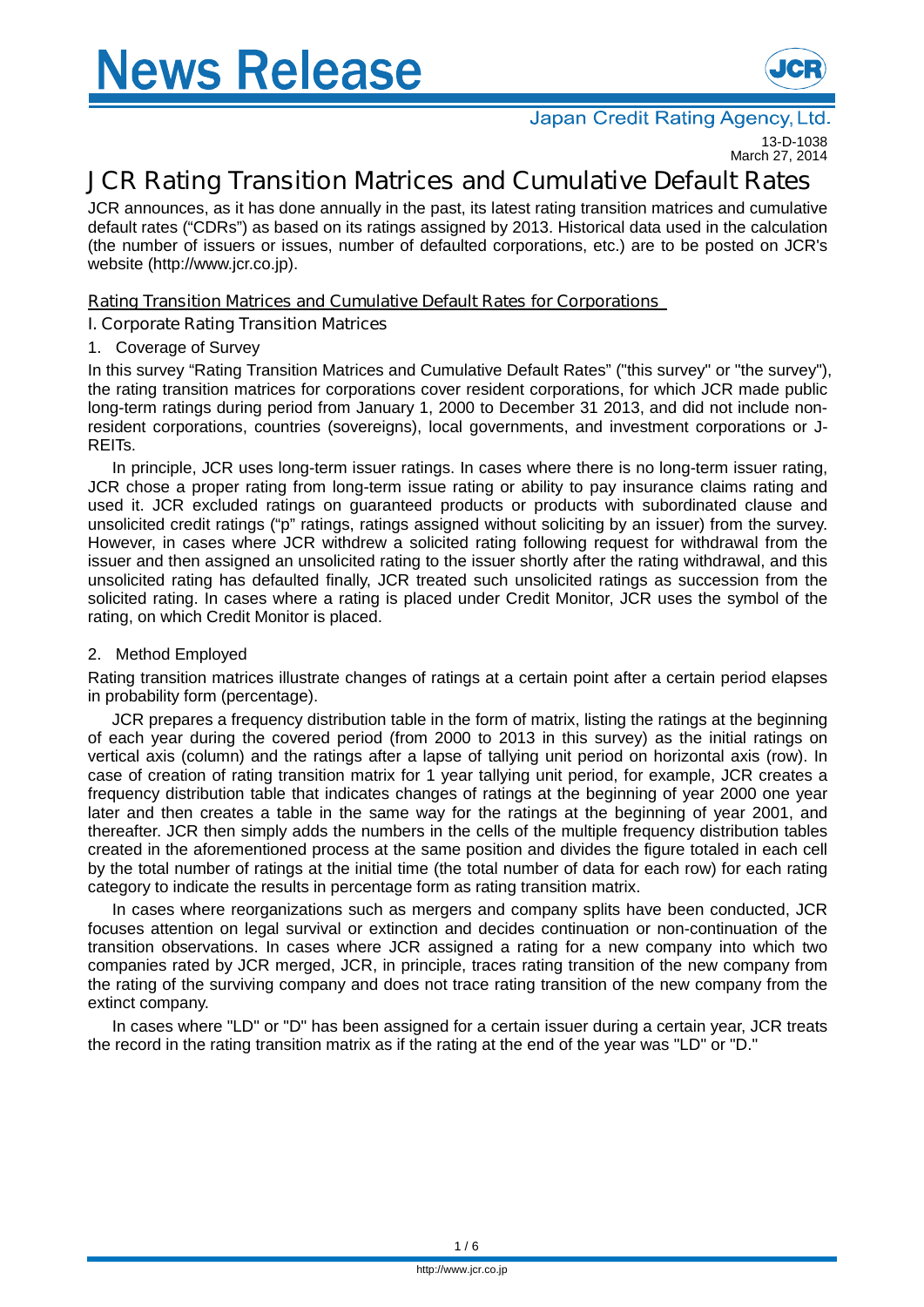# News Release

Japan Credit Rating Agency, Ltd.

13-D-1038
March 27, 2014

# JCR Rating Transition Matrices and Cumulative Default Rates

JCR announces, as it has done annually in the past, its latest rating transition matrices and cumulative default rates ("CDRs") as based on its ratings assigned by 2013. Historical data used in the calculation (the number of issuers or issues, number of defaulted corporations, etc.) are to be posted on JCR's website (http://www.jcr.co.jp).

## Rating Transition Matrices and Cumulative Default Rates for Corporations

### I. Corporate Rating Transition Matrices

#### 1. Coverage of Survey

In this survey "Rating Transition Matrices and Cumulative Default Rates" ("this survey" or "the survey"), the rating transition matrices for corporations cover resident corporations, for which JCR made public long-term ratings during period from January 1, 2000 to December 31 2013, and did not include non-resident corporations, countries (sovereigns), local governments, and investment corporations or J-REITs.

In principle, JCR uses long-term issuer ratings. In cases where there is no long-term issuer rating, JCR chose a proper rating from long-term issue rating or ability to pay insurance claims rating and used it. JCR excluded ratings on guaranteed products or products with subordinated clause and unsolicited credit ratings ("p" ratings, ratings assigned without soliciting by an issuer) from the survey. However, in cases where JCR withdrew a solicited rating following request for withdrawal from the issuer and then assigned an unsolicited rating to the issuer shortly after the rating withdrawal, and this unsolicited rating has defaulted finally, JCR treated such unsolicited ratings as succession from the solicited rating. In cases where a rating is placed under Credit Monitor, JCR uses the symbol of the rating, on which Credit Monitor is placed.

#### 2. Method Employed

Rating transition matrices illustrate changes of ratings at a certain point after a certain period elapses in probability form (percentage).

JCR prepares a frequency distribution table in the form of matrix, listing the ratings at the beginning of each year during the covered period (from 2000 to 2013 in this survey) as the initial ratings on vertical axis (column) and the ratings after a lapse of tallying unit period on horizontal axis (row). In case of creation of rating transition matrix for 1 year tallying unit period, for example, JCR creates a frequency distribution table that indicates changes of ratings at the beginning of year 2000 one year later and then creates a table in the same way for the ratings at the beginning of year 2001, and thereafter. JCR then simply adds the numbers in the cells of the multiple frequency distribution tables created in the aforementioned process at the same position and divides the figure totaled in each cell by the total number of ratings at the initial time (the total number of data for each row) for each rating category to indicate the results in percentage form as rating transition matrix.

In cases where reorganizations such as mergers and company splits have been conducted, JCR focuses attention on legal survival or extinction and decides continuation or non-continuation of the transition observations. In cases where JCR assigned a rating for a new company into which two companies rated by JCR merged, JCR, in principle, traces rating transition of the new company from the rating of the surviving company and does not trace rating transition of the new company from the extinct company.

In cases where "LD" or "D" has been assigned for a certain issuer during a certain year, JCR treats the record in the rating transition matrix as if the rating at the end of the year was "LD" or "D."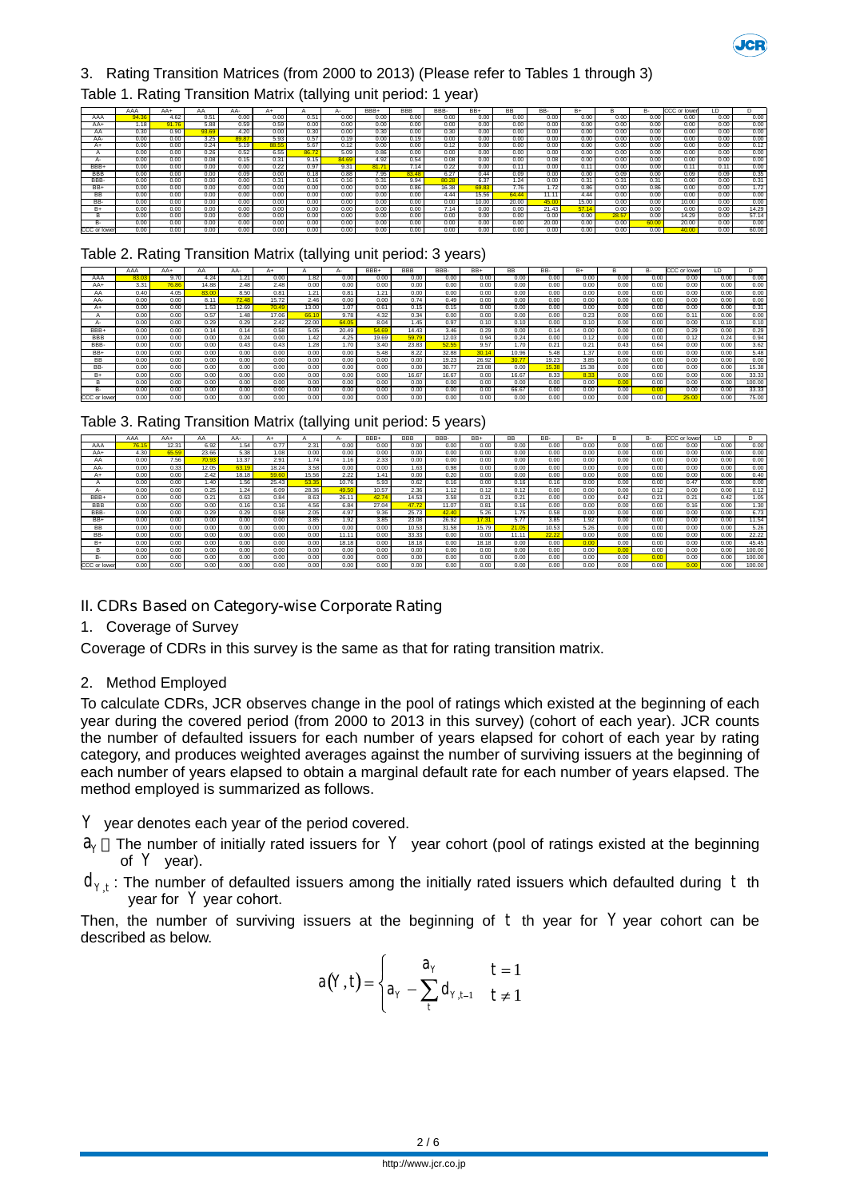## 3. Rating Transition Matrices (from 2000 to 2013) (Please refer to Tables 1 through 3)

Table 1. Rating Transition Matrix (tallying unit period: 1 year)

| | AAA | AA+ | AA | AA- | A+ | A | A- | BBB+ | BBB | BBB- | BB+ | BB | BB- | B+ | B | B- | CCC or lower | LD | D |
|---|---|---|---|---|---|---|---|---|---|---|---|---|---|---|---|---|---|---|---|
| AAA | 94.36 | 4.62 | 0.51 | 0.00 | 0.00 | 0.51 | 0.00 | 0.00 | 0.00 | 0.00 | 0.00 | 0.00 | 0.00 | 0.00 | 0.00 | 0.00 | 0.00 | 0.00 | 0.00 |
| AA+ | 1.18 | 91.76 | 5.88 | 0.59 | 0.59 | 0.00 | 0.00 | 0.00 | 0.00 | 0.00 | 0.00 | 0.00 | 0.00 | 0.00 | 0.00 | 0.00 | 0.00 | 0.00 | 0.00 |
| AA | 0.30 | 0.90 | 93.69 | 4.20 | 0.00 | 0.30 | 0.00 | 0.30 | 0.00 | 0.30 | 0.00 | 0.00 | 0.00 | 0.00 | 0.00 | 0.00 | 0.00 | 0.00 | 0.00 |
| AA- | 0.00 | 0.00 | 3.25 | 89.87 | 5.93 | 0.57 | 0.19 | 0.00 | 0.19 | 0.00 | 0.00 | 0.00 | 0.00 | 0.00 | 0.00 | 0.00 | 0.00 | 0.00 | 0.00 |
| A+ | 0.00 | 0.00 | 0.24 | 5.19 | 88.55 | 5.67 | 0.12 | 0.00 | 0.00 | 0.12 | 0.00 | 0.00 | 0.00 | 0.00 | 0.00 | 0.00 | 0.00 | 0.00 | 0.12 |
| A | 0.00 | 0.00 | 0.26 | 0.52 | 6.55 | 86.72 | 5.09 | 0.86 | 0.00 | 0.00 | 0.00 | 0.00 | 0.00 | 0.00 | 0.00 | 0.00 | 0.00 | 0.00 | 0.00 |
| A- | 0.00 | 0.00 | 0.08 | 0.15 | 0.31 | 9.15 | 84.69 | 4.92 | 0.54 | 0.08 | 0.00 | 0.00 | 0.08 | 0.00 | 0.00 | 0.00 | 0.00 | 0.00 | 0.00 |
| BBB+ | 0.00 | 0.00 | 0.00 | 0.00 | 0.22 | 0.97 | 9.31 | 81.71 | 7.14 | 0.22 | 0.00 | 0.11 | 0.00 | 0.11 | 0.00 | 0.00 | 0.11 | 0.11 | 0.00 |
| BBB | 0.00 | 0.00 | 0.00 | 0.09 | 0.00 | 0.18 | 0.88 | 7.95 | 83.48 | 6.27 | 0.44 | 0.09 | 0.00 | 0.00 | 0.09 | 0.00 | 0.09 | 0.09 | 0.35 |
| BBB- | 0.00 | 0.00 | 0.00 | 0.00 | 0.31 | 0.16 | 0.16 | 0.31 | 9.94 | 80.28 | 6.37 | 1.24 | 0.00 | 0.31 | 0.31 | 0.31 | 0.00 | 0.00 | 0.31 |
| BB+ | 0.00 | 0.00 | 0.00 | 0.00 | 0.00 | 0.00 | 0.00 | 0.00 | 0.86 | 16.38 | 69.83 | 7.76 | 1.72 | 0.86 | 0.00 | 0.86 | 0.00 | 0.00 | 1.72 |
| BB | 0.00 | 0.00 | 0.00 | 0.00 | 0.00 | 0.00 | 0.00 | 0.00 | 0.00 | 4.44 | 15.56 | 64.44 | 11.11 | 4.44 | 0.00 | 0.00 | 0.00 | 0.00 | 0.00 |
| BB- | 0.00 | 0.00 | 0.00 | 0.00 | 0.00 | 0.00 | 0.00 | 0.00 | 0.00 | 0.00 | 10.00 | 20.00 | 45.00 | 15.00 | 0.00 | 0.00 | 10.00 | 0.00 | 0.00 |
| B+ | 0.00 | 0.00 | 0.00 | 0.00 | 0.00 | 0.00 | 0.00 | 0.00 | 0.00 | 7.14 | 0.00 | 0.00 | 21.43 | 57.14 | 0.00 | 0.00 | 0.00 | 0.00 | 14.29 |
| B | 0.00 | 0.00 | 0.00 | 0.00 | 0.00 | 0.00 | 0.00 | 0.00 | 0.00 | 0.00 | 0.00 | 0.00 | 0.00 | 0.00 | 28.57 | 0.00 | 14.29 | 0.00 | 57.14 |
| B- | 0.00 | 0.00 | 0.00 | 0.00 | 0.00 | 0.00 | 0.00 | 0.00 | 0.00 | 0.00 | 0.00 | 0.00 | 20.00 | 0.00 | 0.00 | 60.00 | 20.00 | 0.00 | 0.00 |
| CCC or lower | 0.00 | 0.00 | 0.00 | 0.00 | 0.00 | 0.00 | 0.00 | 0.00 | 0.00 | 0.00 | 0.00 | 0.00 | 0.00 | 0.00 | 0.00 | 0.00 | 40.00 | 0.00 | 60.00 |

Table 2. Rating Transition Matrix (tallying unit period: 3 years)

| | AAA | AA+ | AA | AA- | A+ | A | A- | BBB+ | BBB | BBB- | BB+ | BB | BB- | B+ | B | B- | CCC or lower | LD | D |
|---|---|---|---|---|---|---|---|---|---|---|---|---|---|---|---|---|---|---|---|
| AAA | 83.03 | 9.70 | 4.24 | 1.21 | 0.00 | 1.82 | 0.00 | 0.00 | 0.00 | 0.00 | 0.00 | 0.00 | 0.00 | 0.00 | 0.00 | 0.00 | 0.00 | 0.00 | 0.00 |
| AA+ | 3.31 | 76.86 | 14.88 | 2.48 | 2.48 | 0.00 | 0.00 | 0.00 | 0.00 | 0.00 | 0.00 | 0.00 | 0.00 | 0.00 | 0.00 | 0.00 | 0.00 | 0.00 | 0.00 |
| AA | 0.40 | 4.05 | 83.00 | 8.50 | 0.81 | 1.21 | 0.81 | 1.21 | 0.00 | 0.00 | 0.00 | 0.00 | 0.00 | 0.00 | 0.00 | 0.00 | 0.00 | 0.00 | 0.00 |
| AA- | 0.00 | 0.00 | 8.11 | 72.48 | 15.72 | 2.46 | 0.00 | 0.00 | 0.74 | 0.49 | 0.00 | 0.00 | 0.00 | 0.00 | 0.00 | 0.00 | 0.00 | 0.00 | 0.00 |
| A+ | 0.00 | 0.00 | 1.53 | 12.69 | 70.49 | 13.00 | 1.07 | 0.61 | 0.15 | 0.15 | 0.00 | 0.00 | 0.00 | 0.00 | 0.00 | 0.00 | 0.00 | 0.00 | 0.31 |
| A | 0.00 | 0.00 | 0.57 | 1.48 | 17.06 | 66.10 | 9.78 | 4.32 | 0.34 | 0.00 | 0.00 | 0.00 | 0.00 | 0.23 | 0.00 | 0.00 | 0.11 | 0.00 | 0.00 |
| A- | 0.00 | 0.00 | 0.29 | 0.29 | 2.42 | 22.00 | 64.05 | 8.04 | 1.45 | 0.97 | 0.10 | 0.10 | 0.00 | 0.10 | 0.00 | 0.00 | 0.00 | 0.10 | 0.10 |
| BBB+ | 0.00 | 0.00 | 0.14 | 0.14 | 0.58 | 5.05 | 20.49 | 54.69 | 14.43 | 3.46 | 0.29 | 0.00 | 0.14 | 0.00 | 0.00 | 0.00 | 0.29 | 0.00 | 0.29 |
| BBB | 0.00 | 0.00 | 0.00 | 0.24 | 0.00 | 1.42 | 4.25 | 19.69 | 59.79 | 12.03 | 0.94 | 0.24 | 0.00 | 0.12 | 0.00 | 0.00 | 0.12 | 0.24 | 0.94 |
| BBB- | 0.00 | 0.00 | 0.00 | 0.43 | 0.43 | 1.28 | 1.70 | 3.40 | 23.83 | 52.55 | 9.57 | 1.70 | 0.21 | 0.21 | 0.43 | 0.64 | 0.00 | 0.00 | 3.62 |
| BB+ | 0.00 | 0.00 | 0.00 | 0.00 | 0.00 | 0.00 | 0.00 | 5.48 | 8.22 | 32.88 | 30.14 | 10.96 | 5.48 | 1.37 | 0.00 | 0.00 | 0.00 | 0.00 | 5.48 |
| BB | 0.00 | 0.00 | 0.00 | 0.00 | 0.00 | 0.00 | 0.00 | 0.00 | 0.00 | 19.23 | 26.92 | 30.77 | 19.23 | 3.85 | 0.00 | 0.00 | 0.00 | 0.00 | 0.00 |
| BB- | 0.00 | 0.00 | 0.00 | 0.00 | 0.00 | 0.00 | 0.00 | 0.00 | 0.00 | 30.77 | 23.08 | 0.00 | 15.38 | 15.38 | 0.00 | 0.00 | 0.00 | 0.00 | 15.38 |
| B+ | 0.00 | 0.00 | 0.00 | 0.00 | 0.00 | 0.00 | 0.00 | 0.00 | 16.67 | 16.67 | 0.00 | 16.67 | 8.33 | 8.33 | 0.00 | 0.00 | 0.00 | 0.00 | 33.33 |
| B | 0.00 | 0.00 | 0.00 | 0.00 | 0.00 | 0.00 | 0.00 | 0.00 | 0.00 | 0.00 | 0.00 | 0.00 | 0.00 | 0.00 | 0.00 | 0.00 | 0.00 | 0.00 | 100.00 |
| B- | 0.00 | 0.00 | 0.00 | 0.00 | 0.00 | 0.00 | 0.00 | 0.00 | 0.00 | 0.00 | 0.00 | 66.67 | 0.00 | 0.00 | 0.00 | 0.00 | 0.00 | 0.00 | 33.33 |
| CCC or lower | 0.00 | 0.00 | 0.00 | 0.00 | 0.00 | 0.00 | 0.00 | 0.00 | 0.00 | 0.00 | 0.00 | 0.00 | 0.00 | 0.00 | 0.00 | 0.00 | 25.00 | 0.00 | 75.00 |

Table 3. Rating Transition Matrix (tallying unit period: 5 years)

| | AAA | AA+ | AA | AA- | A+ | A | A- | BBB+ | BBB | BBB- | BB+ | BB | BB- | B+ | B | B- | CCC or lower | LD | D |
|---|---|---|---|---|---|---|---|---|---|---|---|---|---|---|---|---|---|---|---|
| AAA | 76.15 | 12.31 | 6.92 | 1.54 | 0.77 | 2.31 | 0.00 | 0.00 | 0.00 | 0.00 | 0.00 | 0.00 | 0.00 | 0.00 | 0.00 | 0.00 | 0.00 | 0.00 | 0.00 |
| AA+ | 4.30 | 65.59 | 23.66 | 5.38 | 1.08 | 0.00 | 0.00 | 0.00 | 0.00 | 0.00 | 0.00 | 0.00 | 0.00 | 0.00 | 0.00 | 0.00 | 0.00 | 0.00 | 0.00 |
| AA | 0.00 | 7.56 | 70.93 | 13.37 | 2.91 | 1.74 | 1.16 | 2.33 | 0.00 | 0.00 | 0.00 | 0.00 | 0.00 | 0.00 | 0.00 | 0.00 | 0.00 | 0.00 | 0.00 |
| AA- | 0.00 | 0.33 | 12.05 | 63.19 | 18.24 | 3.58 | 0.00 | 0.00 | 1.63 | 0.98 | 0.00 | 0.00 | 0.00 | 0.00 | 0.00 | 0.00 | 0.00 | 0.00 | 0.00 |
| A+ | 0.00 | 0.00 | 2.42 | 18.18 | 59.60 | 15.56 | 2.22 | 1.41 | 0.00 | 0.20 | 0.00 | 0.00 | 0.00 | 0.00 | 0.00 | 0.00 | 0.00 | 0.00 | 0.40 |
| A | 0.00 | 0.00 | 1.40 | 1.56 | 25.43 | 53.35 | 10.76 | 5.93 | 0.62 | 0.16 | 0.00 | 0.16 | 0.16 | 0.00 | 0.00 | 0.00 | 0.47 | 0.00 | 0.00 |
| A- | 0.00 | 0.00 | 0.25 | 1.24 | 6.09 | 28.36 | 49.50 | 10.57 | 2.36 | 1.12 | 0.12 | 0.12 | 0.00 | 0.00 | 0.00 | 0.12 | 0.00 | 0.00 | 0.12 |
| BBB+ | 0.00 | 0.00 | 0.21 | 0.63 | 0.84 | 8.63 | 26.11 | 42.74 | 14.53 | 3.58 | 0.21 | 0.21 | 0.00 | 0.00 | 0.42 | 0.21 | 0.21 | 0.42 | 1.05 |
| BBB | 0.00 | 0.00 | 0.00 | 0.16 | 0.16 | 4.56 | 6.84 | 27.04 | 47.72 | 11.07 | 0.81 | 0.16 | 0.00 | 0.00 | 0.00 | 0.00 | 0.16 | 0.00 | 1.30 |
| BBB- | 0.00 | 0.00 | 0.29 | 0.29 | 0.58 | 2.05 | 4.97 | 9.36 | 25.73 | 42.40 | 5.26 | 1.75 | 0.58 | 0.00 | 0.00 | 0.00 | 0.00 | 0.00 | 6.73 |
| BB+ | 0.00 | 0.00 | 0.00 | 0.00 | 0.00 | 3.85 | 1.92 | 3.85 | 23.08 | 26.92 | 17.31 | 5.77 | 3.85 | 1.92 | 0.00 | 0.00 | 0.00 | 0.00 | 11.54 |
| BB | 0.00 | 0.00 | 0.00 | 0.00 | 0.00 | 0.00 | 0.00 | 0.00 | 10.53 | 31.58 | 15.79 | 21.05 | 10.53 | 5.26 | 0.00 | 0.00 | 0.00 | 0.00 | 5.26 |
| BB- | 0.00 | 0.00 | 0.00 | 0.00 | 0.00 | 0.00 | 11.11 | 0.00 | 33.33 | 0.00 | 0.00 | 11.11 | 22.22 | 0.00 | 0.00 | 0.00 | 0.00 | 0.00 | 22.22 |
| B+ | 0.00 | 0.00 | 0.00 | 0.00 | 0.00 | 0.00 | 18.18 | 0.00 | 18.18 | 0.00 | 18.18 | 0.00 | 0.00 | 0.00 | 0.00 | 0.00 | 0.00 | 0.00 | 45.45 |
| B | 0.00 | 0.00 | 0.00 | 0.00 | 0.00 | 0.00 | 0.00 | 0.00 | 0.00 | 0.00 | 0.00 | 0.00 | 0.00 | 0.00 | 0.00 | 0.00 | 0.00 | 0.00 | 100.00 |
| B- | 0.00 | 0.00 | 0.00 | 0.00 | 0.00 | 0.00 | 0.00 | 0.00 | 0.00 | 0.00 | 0.00 | 0.00 | 0.00 | 0.00 | 0.00 | 0.00 | 0.00 | 0.00 | 100.00 |
| CCC or lower | 0.00 | 0.00 | 0.00 | 0.00 | 0.00 | 0.00 | 0.00 | 0.00 | 0.00 | 0.00 | 0.00 | 0.00 | 0.00 | 0.00 | 0.00 | 0.00 | 0.00 | 0.00 | 100.00 |

# II. CDRs Based on Category-wise Corporate Rating

## 1. Coverage of Survey

Coverage of CDRs in this survey is the same as that for rating transition matrix.

## 2. Method Employed

To calculate CDRs, JCR observes change in the pool of ratings which existed at the beginning of each year during the covered period (from 2000 to 2013 in this survey) (cohort of each year). JCR counts the number of defaulted issuers for each number of years elapsed for cohort of each year by rating category, and produces weighted averages against the number of surviving issuers at the beginning of each number of years elapsed to obtain a marginal default rate for each number of years elapsed. The method employed is summarized as follows.

$Y$ year denotes each year of the period covered.

$a_Y$ : The number of initially rated issuers for $Y$ year cohort (pool of ratings existed at the beginning of $Y$ year).

$d_{Y,t}$ : The number of defaulted issuers among the initially rated issuers which defaulted during $t$ th year for $Y$ year cohort.

Then, the number of surviving issuers at the beginning of $t$ th year for $Y$ year cohort can be described as below.

$$a(Y,t) = \begin{cases} a_Y & t = 1 \\ a_Y - \sum_t d_{Y,t-1} & t \neq 1 \end{cases}$$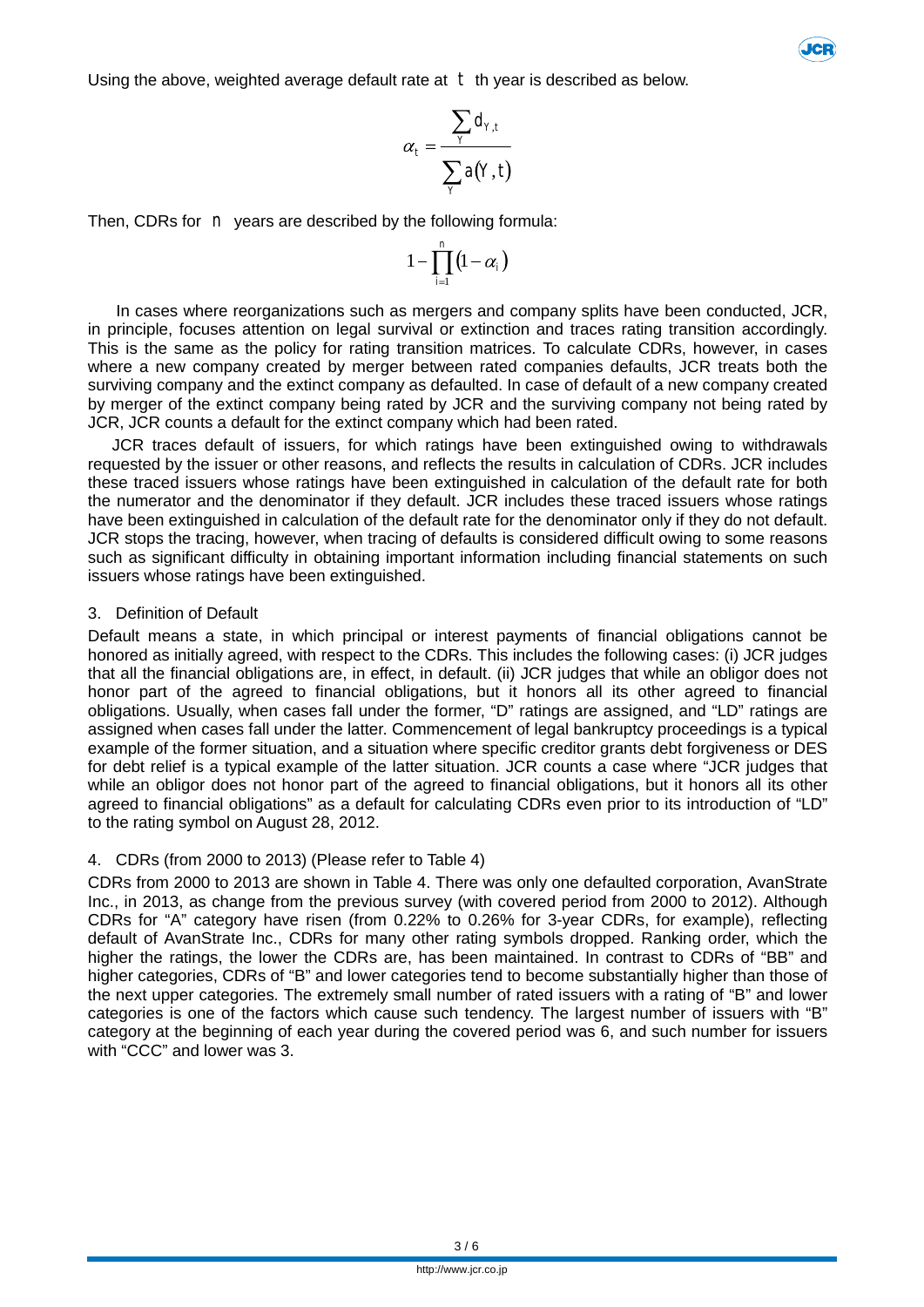Using the above, weighted average default rate at $t$ th year is described as below.

$$\alpha_t = \frac{\sum_{Y} d_{Y,t}}{\sum_{Y} a(Y,t)}$$

Then, CDRs for $n$ years are described by the following formula:

$$1 - \prod_{i=1}^{n} (1 - \alpha_i)$$

In cases where reorganizations such as mergers and company splits have been conducted, JCR, in principle, focuses attention on legal survival or extinction and traces rating transition accordingly. This is the same as the policy for rating transition matrices. To calculate CDRs, however, in cases where a new company created by merger between rated companies defaults, JCR treats both the surviving company and the extinct company as defaulted. In case of default of a new company created by merger of the extinct company being rated by JCR and the surviving company not being rated by JCR, JCR counts a default for the extinct company which had been rated.

JCR traces default of issuers, for which ratings have been extinguished owing to withdrawals requested by the issuer or other reasons, and reflects the results in calculation of CDRs. JCR includes these traced issuers whose ratings have been extinguished in calculation of the default rate for both the numerator and the denominator if they default. JCR includes these traced issuers whose ratings have been extinguished in calculation of the default rate for the denominator only if they do not default. JCR stops the tracing, however, when tracing of defaults is considered difficult owing to some reasons such as significant difficulty in obtaining important information including financial statements on such issuers whose ratings have been extinguished.

## 3. Definition of Default

Default means a state, in which principal or interest payments of financial obligations cannot be honored as initially agreed, with respect to the CDRs. This includes the following cases: (i) JCR judges that all the financial obligations are, in effect, in default. (ii) JCR judges that while an obligor does not honor part of the agreed to financial obligations, but it honors all its other agreed to financial obligations. Usually, when cases fall under the former, "D" ratings are assigned, and "LD" ratings are assigned when cases fall under the latter. Commencement of legal bankruptcy proceedings is a typical example of the former situation, and a situation where specific creditor grants debt forgiveness or DES for debt relief is a typical example of the latter situation. JCR counts a case where "JCR judges that while an obligor does not honor part of the agreed to financial obligations, but it honors all its other agreed to financial obligations" as a default for calculating CDRs even prior to its introduction of "LD" to the rating symbol on August 28, 2012.

## 4. CDRs (from 2000 to 2013) (Please refer to Table 4)

CDRs from 2000 to 2013 are shown in Table 4. There was only one defaulted corporation, AvanStrate Inc., in 2013, as change from the previous survey (with covered period from 2000 to 2012). Although CDRs for "A" category have risen (from 0.22% to 0.26% for 3-year CDRs, for example), reflecting default of AvanStrate Inc., CDRs for many other rating symbols dropped. Ranking order, which the higher the ratings, the lower the CDRs are, has been maintained. In contrast to CDRs of "BB" and higher categories, CDRs of "B" and lower categories tend to become substantially higher than those of the next upper categories. The extremely small number of rated issuers with a rating of "B" and lower categories is one of the factors which cause such tendency. The largest number of issuers with "B" category at the beginning of each year during the covered period was 6, and such number for issuers with "CCC" and lower was 3.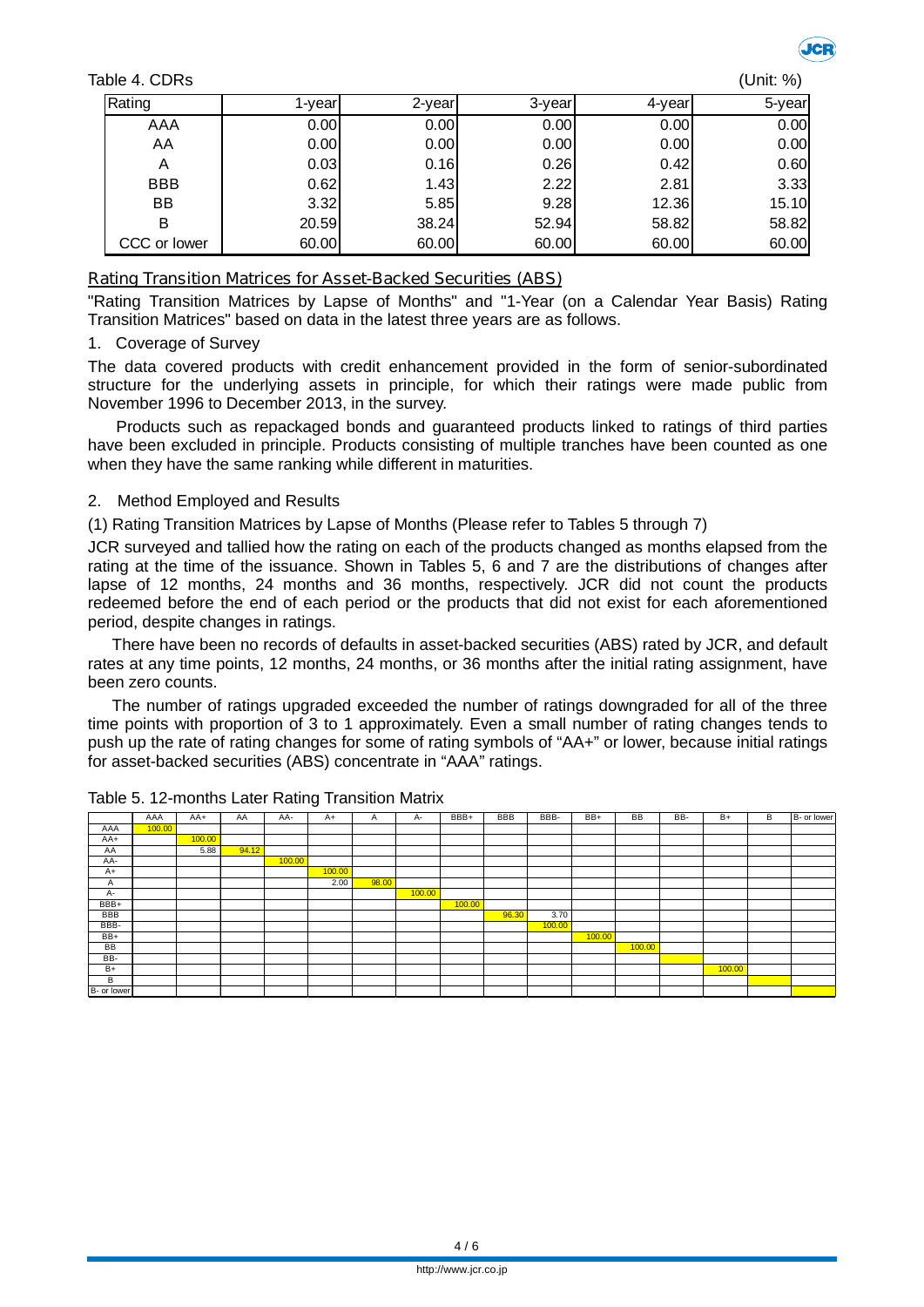Table 4. CDRs (Unit: %)

| Rating | 1-year | 2-year | 3-year | 4-year | 5-year |
|---|---|---|---|---|---|
| AAA | 0.00 | 0.00 | 0.00 | 0.00 | 0.00 |
| AA | 0.00 | 0.00 | 0.00 | 0.00 | 0.00 |
| A | 0.03 | 0.16 | 0.26 | 0.42 | 0.60 |
| BBB | 0.62 | 1.43 | 2.22 | 2.81 | 3.33 |
| BB | 3.32 | 5.85 | 9.28 | 12.36 | 15.10 |
| B | 20.59 | 38.24 | 52.94 | 58.82 | 58.82 |
| CCC or lower | 60.00 | 60.00 | 60.00 | 60.00 | 60.00 |

## Rating Transition Matrices for Asset-Backed Securities (ABS)

"Rating Transition Matrices by Lapse of Months" and "1-Year (on a Calendar Year Basis) Rating Transition Matrices" based on data in the latest three years are as follows.

1. Coverage of Survey

The data covered products with credit enhancement provided in the form of senior-subordinated structure for the underlying assets in principle, for which their ratings were made public from November 1996 to December 2013, in the survey.

Products such as repackaged bonds and guaranteed products linked to ratings of third parties have been excluded in principle. Products consisting of multiple tranches have been counted as one when they have the same ranking while different in maturities.

2. Method Employed and Results

(1) Rating Transition Matrices by Lapse of Months (Please refer to Tables 5 through 7)

JCR surveyed and tallied how the rating on each of the products changed as months elapsed from the rating at the time of the issuance. Shown in Tables 5, 6 and 7 are the distributions of changes after lapse of 12 months, 24 months and 36 months, respectively. JCR did not count the products redeemed before the end of each period or the products that did not exist for each aforementioned period, despite changes in ratings.

There have been no records of defaults in asset-backed securities (ABS) rated by JCR, and default rates at any time points, 12 months, 24 months, or 36 months after the initial rating assignment, have been zero counts.

The number of ratings upgraded exceeded the number of ratings downgraded for all of the three time points with proportion of 3 to 1 approximately. Even a small number of rating changes tends to push up the rate of rating changes for some of rating symbols of "AA+" or lower, because initial ratings for asset-backed securities (ABS) concentrate in "AAA" ratings.

Table 5. 12-months Later Rating Transition Matrix

| | AAA | AA+ | AA | AA- | A+ | A | A- | BBB+ | BBB | BBB- | BB+ | BB | BB- | B+ | B | B- or lower |
|---|---|---|---|---|---|---|---|---|---|---|---|---|---|---|---|---|
| AAA | 100.00 | | | | | | | | | | | | | | | |
| AA+ | | 100.00 | | | | | | | | | | | | | | |
| AA | | 5.88 | 94.12 | | | | | | | | | | | | | |
| AA- | | | | 100.00 | | | | | | | | | | | | |
| A+ | | | | | 100.00 | | | | | | | | | | | |
| A | | | | | 2.00 | 98.00 | | | | | | | | | | |
| A- | | | | | | | 100.00 | | | | | | | | | |
| BBB+ | | | | | | | | 100.00 | | | | | | | | |
| BBB | | | | | | | | | 96.30 | 3.70 | | | | | | |
| BBB- | | | | | | | | | | 100.00 | | | | | | |
| BB+ | | | | | | | | | | | 100.00 | | | | | |
| BB | | | | | | | | | | | | 100.00 | | | | |
| BB- | | | | | | | | | | | | | | | | |
| B+ | | | | | | | | | | | | | | 100.00 | | |
| B | | | | | | | | | | | | | | | | |
| B- or lower | | | | | | | | | | | | | | | | |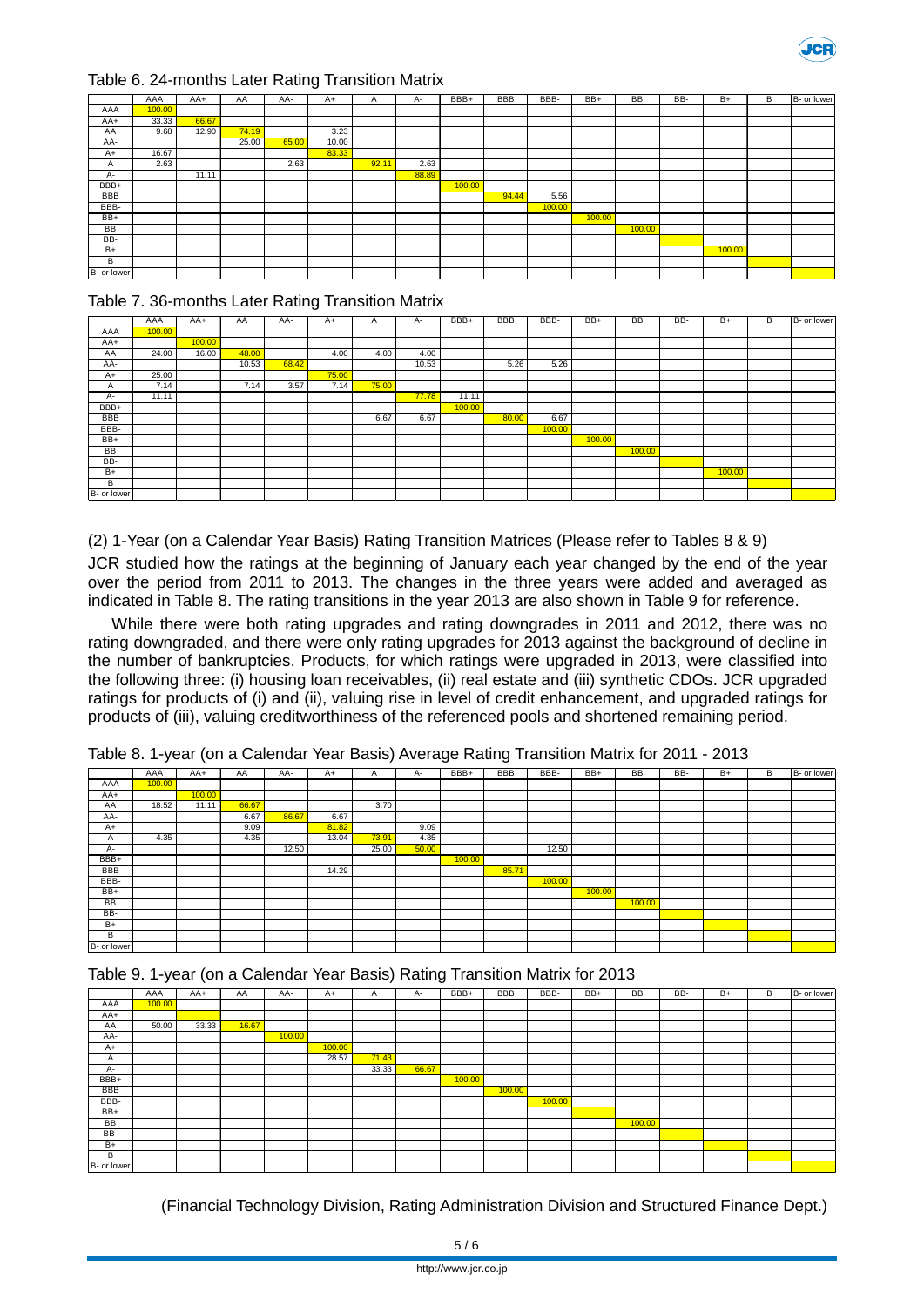Table 6. 24-months Later Rating Transition Matrix

| | AAA | AA+ | AA | AA- | A+ | A | A- | BBB+ | BBB | BBB- | BB+ | BB | BB- | B+ | B | B- or lower |
|---|---|---|---|---|---|---|---|---|---|---|---|---|---|---|---|---|
| AAA | 100.00 | | | | | | | | | | | | | | | |
| AA+ | 33.33 | 66.67 | | | | | | | | | | | | | | |
| AA | 9.68 | 12.90 | 74.19 | | 3.23 | | | | | | | | | | | |
| AA- | | | 25.00 | 65.00 | 10.00 | | | | | | | | | | | |
| A+ | 16.67 | | | | 83.33 | | | | | | | | | | | |
| A | 2.63 | | | 2.63 | | 92.11 | 2.63 | | | | | | | | | |
| A- | | 11.11 | | | | | 88.89 | | | | | | | | | |
| BBB+ | | | | | | | | 100.00 | | | | | | | | |
| BBB | | | | | | | | | 94.44 | 5.56 | | | | | | |
| BBB- | | | | | | | | | | 100.00 | | | | | | |
| BB+ | | | | | | | | | | | 100.00 | | | | | |
| BB | | | | | | | | | | | | 100.00 | | | | |
| BB- | | | | | | | | | | | | | | | | |
| B+ | | | | | | | | | | | | | | 100.00 | | |
| B | | | | | | | | | | | | | | | | |
| B- or lower | | | | | | | | | | | | | | | | |

Table 7. 36-months Later Rating Transition Matrix

| | AAA | AA+ | AA | AA- | A+ | A | A- | BBB+ | BBB | BBB- | BB+ | BB | BB- | B+ | B | B- or lower |
|---|---|---|---|---|---|---|---|---|---|---|---|---|---|---|---|---|
| AAA | 100.00 | | | | | | | | | | | | | | | |
| AA+ | | 100.00 | | | | | | | | | | | | | | |
| AA | 24.00 | 16.00 | 48.00 | | 4.00 | 4.00 | 4.00 | | | | | | | | | |
| AA- | | | 10.53 | 68.42 | | | 10.53 | | 5.26 | 5.26 | | | | | | |
| A+ | 25.00 | | | | 75.00 | | | | | | | | | | | |
| A | 7.14 | | 7.14 | 3.57 | 7.14 | 75.00 | | | | | | | | | | |
| A- | 11.11 | | | | | | 77.78 | 11.11 | | | | | | | | |
| BBB+ | | | | | | | | 100.00 | | | | | | | | |
| BBB | | | | | | 6.67 | 6.67 | | 80.00 | 6.67 | | | | | | |
| BBB- | | | | | | | | | | 100.00 | | | | | | |
| BB+ | | | | | | | | | | | 100.00 | | | | | |
| BB | | | | | | | | | | | | 100.00 | | | | |
| BB- | | | | | | | | | | | | | | | | |
| B+ | | | | | | | | | | | | | | 100.00 | | |
| B | | | | | | | | | | | | | | | | |
| B- or lower | | | | | | | | | | | | | | | | |

(2) 1-Year (on a Calendar Year Basis) Rating Transition Matrices (Please refer to Tables 8 & 9)

JCR studied how the ratings at the beginning of January each year changed by the end of the year over the period from 2011 to 2013. The changes in the three years were added and averaged as indicated in Table 8. The rating transitions in the year 2013 are also shown in Table 9 for reference.

While there were both rating upgrades and rating downgrades in 2011 and 2012, there was no rating downgraded, and there were only rating upgrades for 2013 against the background of decline in the number of bankruptcies. Products, for which ratings were upgraded in 2013, were classified into the following three: (i) housing loan receivables, (ii) real estate and (iii) synthetic CDOs. JCR upgraded ratings for products of (i) and (ii), valuing rise in level of credit enhancement, and upgraded ratings for products of (iii), valuing creditworthiness of the referenced pools and shortened remaining period.

Table 8. 1-year (on a Calendar Year Basis) Average Rating Transition Matrix for 2011 - 2013

| | AAA | AA+ | AA | AA- | A+ | A | A- | BBB+ | BBB | BBB- | BB+ | BB | BB- | B+ | B | B- or lower |
|---|---|---|---|---|---|---|---|---|---|---|---|---|---|---|---|---|
| AAA | 100.00 | | | | | | | | | | | | | | | |
| AA+ | | 100.00 | | | | | | | | | | | | | | |
| AA | 18.52 | 11.11 | 66.67 | | | 3.70 | | | | | | | | | | |
| AA- | | | 6.67 | 86.67 | 6.67 | | | | | | | | | | | |
| A+ | | | 9.09 | | 81.82 | | 9.09 | | | | | | | | | |
| A | 4.35 | | 4.35 | | 13.04 | 73.91 | 4.35 | | | | | | | | | |
| A- | | | | 12.50 | | 25.00 | 50.00 | | | 12.50 | | | | | | |
| BBB+ | | | | | | | | 100.00 | | | | | | | | |
| BBB | | | | | 14.29 | | | | 85.71 | | | | | | | |
| BBB- | | | | | | | | | | 100.00 | | | | | | |
| BB+ | | | | | | | | | | | 100.00 | | | | | |
| BB | | | | | | | | | | | | 100.00 | | | | |
| BB- | | | | | | | | | | | | | | | | |
| B+ | | | | | | | | | | | | | | | | |
| B | | | | | | | | | | | | | | | | |
| B- or lower | | | | | | | | | | | | | | | | |

Table 9. 1-year (on a Calendar Year Basis) Rating Transition Matrix for 2013

| | AAA | AA+ | AA | AA- | A+ | A | A- | BBB+ | BBB | BBB- | BB+ | BB | BB- | B+ | B | B- or lower |
|---|---|---|---|---|---|---|---|---|---|---|---|---|---|---|---|---|
| AAA | 100.00 | | | | | | | | | | | | | | | |
| AA+ | | | | | | | | | | | | | | | | |
| AA | 50.00 | 33.33 | 16.67 | | | | | | | | | | | | | |
| AA- | | | | 100.00 | | | | | | | | | | | | |
| A+ | | | | | 100.00 | | | | | | | | | | | |
| A | | | | | 28.57 | 71.43 | | | | | | | | | | |
| A- | | | | | | 33.33 | 66.67 | | | | | | | | | |
| BBB+ | | | | | | | | 100.00 | | | | | | | | |
| BBB | | | | | | | | | 100.00 | | | | | | | |
| BBB- | | | | | | | | | | 100.00 | | | | | | |
| BB+ | | | | | | | | | | | | | | | | |
| BB | | | | | | | | | | | | 100.00 | | | | |
| BB- | | | | | | | | | | | | | | | | |
| B+ | | | | | | | | | | | | | | | | |
| B | | | | | | | | | | | | | | | | |
| B- or lower | | | | | | | | | | | | | | | | |

(Financial Technology Division, Rating Administration Division and Structured Finance Dept.)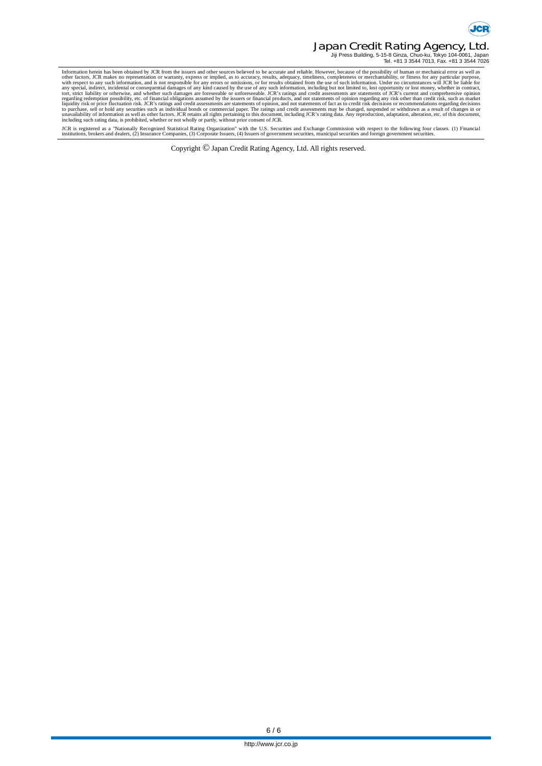Japan Credit Rating Agency, Ltd.

Jiji Press Building, 5-15-8 Ginza, Chuo-ku, Tokyo 104-0061, Japan
Tel. +81 3 3544 7013, Fax. +81 3 3544 7026

Information herein has been obtained by JCR from the issuers and other sources believed to be accurate and reliable. However, because of the possibility of human or mechanical error as well as other factors, JCR makes no representation or warranty, express or implied, as to accuracy, results, adequacy, timeliness, completeness or merchantability, or fitness for any particular purpose, with respect to any such information, and is not responsible for any errors or omissions, or for results obtained from the use of such information. Under no circumstances will JCR be liable for any special, indirect, incidental or consequential damages of any kind caused by the use of any such information, including but not limited to, lost opportunity or lost money, whether in contract, tort, strict liability or otherwise, and whether such damages are foreseeable or unforeseeable. JCR's ratings and credit assessments are statements of JCR's current and comprehensive opinion regarding redemption possibility, etc. of financial obligations assumed by the issuers or financial products, and not statements of opinion regarding any risk other than credit risk, such as market liquidity risk or price fluctuation risk. JCR's ratings and credit assessments are statements of opinion, and not statements of fact as to credit risk decisions or recommendations regarding decisions to purchase, sell or hold any securities such as individual bonds or commercial paper. The ratings and credit assessments may be changed, suspended or withdrawn as a result of changes in or unavailability of information as well as other factors. JCR retains all rights pertaining to this document, including JCR's rating data. Any reproduction, adaptation, alteration, etc. of this document, including such rating data, is prohibited, whether or not wholly or partly, without prior consent of JCR.

JCR is registered as a "Nationally Recognized Statistical Rating Organization" with the U.S. Securities and Exchange Commission with respect to the following four classes. (1) Financial institutions, brokers and dealers, (2) Insurance Companies, (3) Corporate Issuers, (4) Issuers of government securities, municipal securities and foreign government securities.

Copyright © Japan Credit Rating Agency, Ltd. All rights reserved.

http://www.jcr.co.jp